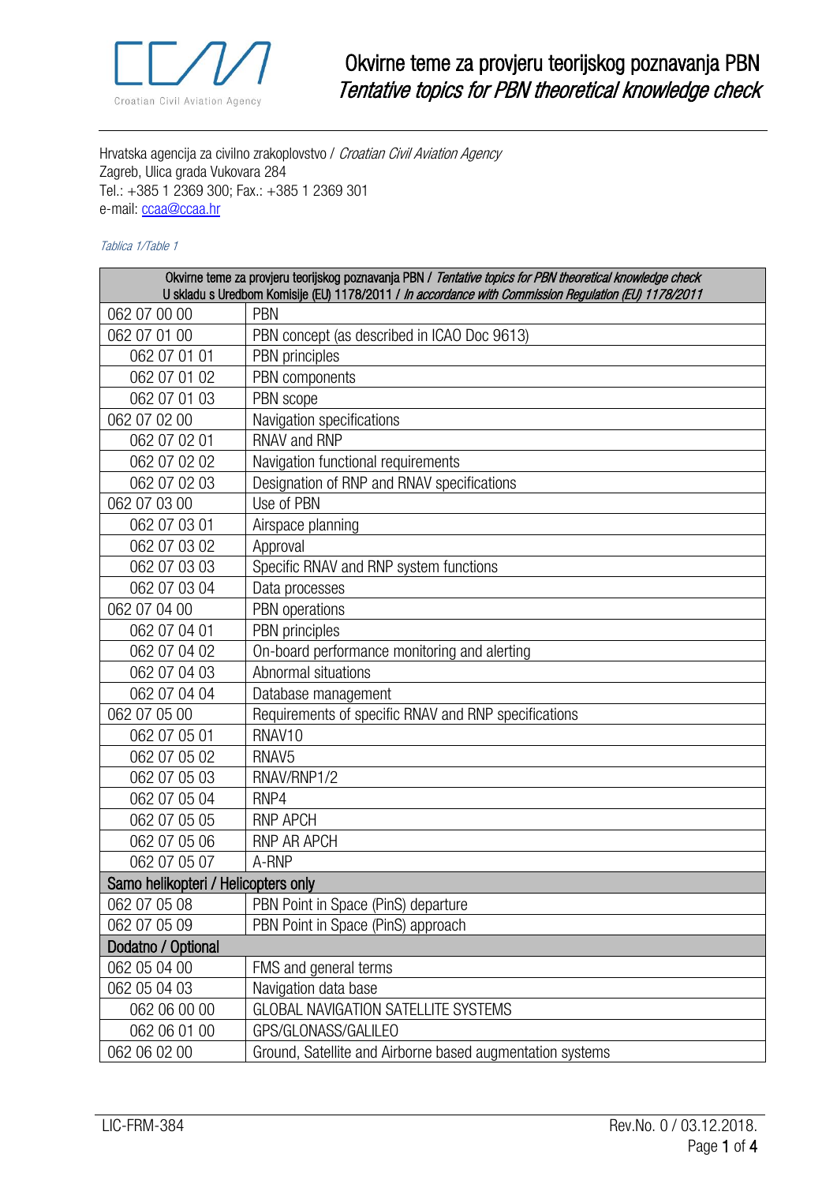# Okvirne teme za provjeru teorijskog poznavanja PBN
## *Tentative topics for PBN theoretical knowledge check*

Hrvatska agencija za civilno zrakoplovstvo / *Croatian Civil Aviation Agency*
Zagreb, Ulica grada Vukovara 284
Tel.: +385 1 2369 300; Fax.: +385 1 2369 301
e-mail: ccaa@ccaa.hr

*Tablica 1/Table 1*

| Okvirne teme za provjeru teorijskog poznavanja PBN / *Tentative topics for PBN theoretical knowledge check* U skladu s Uredbom Komisije (EU) 1178/2011 / *In accordance with Commission Regulation (EU) 1178/2011* | |
|---|---|
| 062 07 00 00 | PBN |
| 062 07 01 00 | PBN concept (as described in ICAO Doc 9613) |
| 062 07 01 01 | PBN principles |
| 062 07 01 02 | PBN components |
| 062 07 01 03 | PBN scope |
| 062 07 02 00 | Navigation specifications |
| 062 07 02 01 | RNAV and RNP |
| 062 07 02 02 | Navigation functional requirements |
| 062 07 02 03 | Designation of RNP and RNAV specifications |
| 062 07 03 00 | Use of PBN |
| 062 07 03 01 | Airspace planning |
| 062 07 03 02 | Approval |
| 062 07 03 03 | Specific RNAV and RNP system functions |
| 062 07 03 04 | Data processes |
| 062 07 04 00 | PBN operations |
| 062 07 04 01 | PBN principles |
| 062 07 04 02 | On-board performance monitoring and alerting |
| 062 07 04 03 | Abnormal situations |
| 062 07 04 04 | Database management |
| 062 07 05 00 | Requirements of specific RNAV and RNP specifications |
| 062 07 05 01 | RNAV10 |
| 062 07 05 02 | RNAV5 |
| 062 07 05 03 | RNAV/RNP1/2 |
| 062 07 05 04 | RNP4 |
| 062 07 05 05 | RNP APCH |
| 062 07 05 06 | RNP AR APCH |
| 062 07 05 07 | A-RNP |
| Samo helikopteri / Helicopters only | |
| 062 07 05 08 | PBN Point in Space (PinS) departure |
| 062 07 05 09 | PBN Point in Space (PinS) approach |
| Dodatno / Optional | |
| 062 05 04 00 | FMS and general terms |
| 062 05 04 03 | Navigation data base |
| 062 06 00 00 | GLOBAL NAVIGATION SATELLITE SYSTEMS |
| 062 06 01 00 | GPS/GLONASS/GALILEO |
| 062 06 02 00 | Ground, Satellite and Airborne based augmentation systems |

LIC-FRM-384 — Rev.No. 0 / 03.12.2018.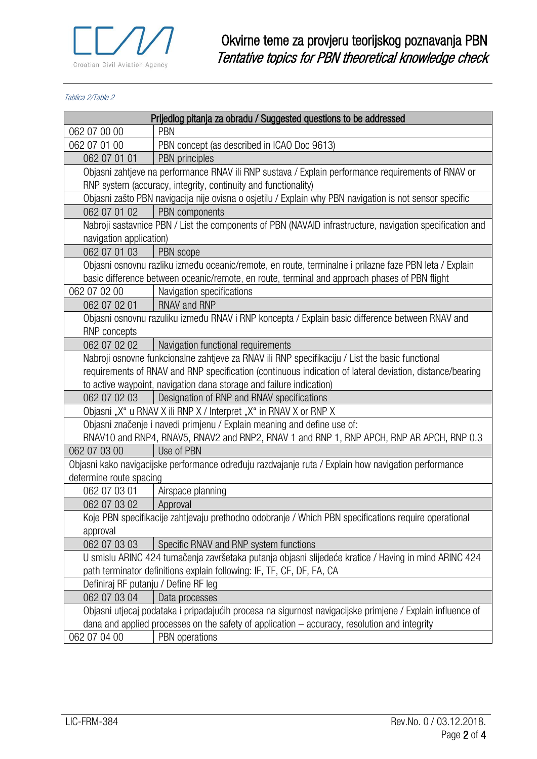*Tablica 2/Table 2*

| Prijedlog pitanja za obradu / Suggested questions to be addressed | |
|---|---|
| 062 07 00 00 | PBN |
| 062 07 01 00 | PBN concept (as described in ICAO Doc 9613) |
| 062 07 01 01 | PBN principles |
| Objasni zahtjeve na performance RNAV ili RNP sustava / Explain performance requirements of RNAV or RNP system (accuracy, integrity, continuity and functionality) | |
| Objasni zašto PBN navigacija nije ovisna o osjetilu / Explain why PBN navigation is not sensor specific | |
| 062 07 01 02 | PBN components |
| Nabroji sastavnice PBN / List the components of PBN (NAVAID infrastructure, navigation specification and navigation application) | |
| 062 07 01 03 | PBN scope |
| Objasni osnovnu razliku između oceanic/remote, en route, terminalne i prilazne faze PBN leta / Explain basic difference between oceanic/remote, en route, terminal and approach phases of PBN flight | |
| 062 07 02 00 | Navigation specifications |
| 062 07 02 01 | RNAV and RNP |
| Objasni osnovnu razuliku između RNAV i RNP koncepta / Explain basic difference between RNAV and RNP concepts | |
| 062 07 02 02 | Navigation functional requirements |
| Nabroji osnovne funkcionalne zahtjeve za RNAV ili RNP specifikaciju / List the basic functional requirements of RNAV and RNP specification (continuous indication of lateral deviation, distance/bearing to active waypoint, navigation dana storage and failure indication) | |
| 062 07 02 03 | Designation of RNP and RNAV specifications |
| Objasni „X“ u RNAV X ili RNP X / Interpret „X“ in RNAV X or RNP X | |
| Objasni značenje i navedi primjenu / Explain meaning and define use of: RNAV10 and RNP4, RNAV5, RNAV2 and RNP2, RNAV 1 and RNP 1, RNP APCH, RNP AR APCH, RNP 0.3 | |
| 062 07 03 00 | Use of PBN |
| Objasni kako navigacijske performance određuju razdvajanje ruta / Explain how navigation performance determine route spacing | |
| 062 07 03 01 | Airspace planning |
| 062 07 03 02 | Approval |
| Koje PBN specifikacije zahtjevaju prethodno odobranje / Which PBN specifications require operational approval | |
| 062 07 03 03 | Specific RNAV and RNP system functions |
| U smislu ARINC 424 tumačenja završetaka putanja objasni slijedeće kratice / Having in mind ARINC 424 path terminator definitions explain following: IF, TF, CF, DF, FA, CA | |
| Definiraj RF putanju / Define RF leg | |
| 062 07 03 04 | Data processes |
| Objasni utjecaj podataka i pripadajućih procesa na sigurnost navigacijske primjene / Explain influence of dana and applied processes on the safety of application – accuracy, resolution and integrity | |
| 062 07 04 00 | PBN operations |

LIC-FRM-384 Rev.No. 0 / 03.12.2018.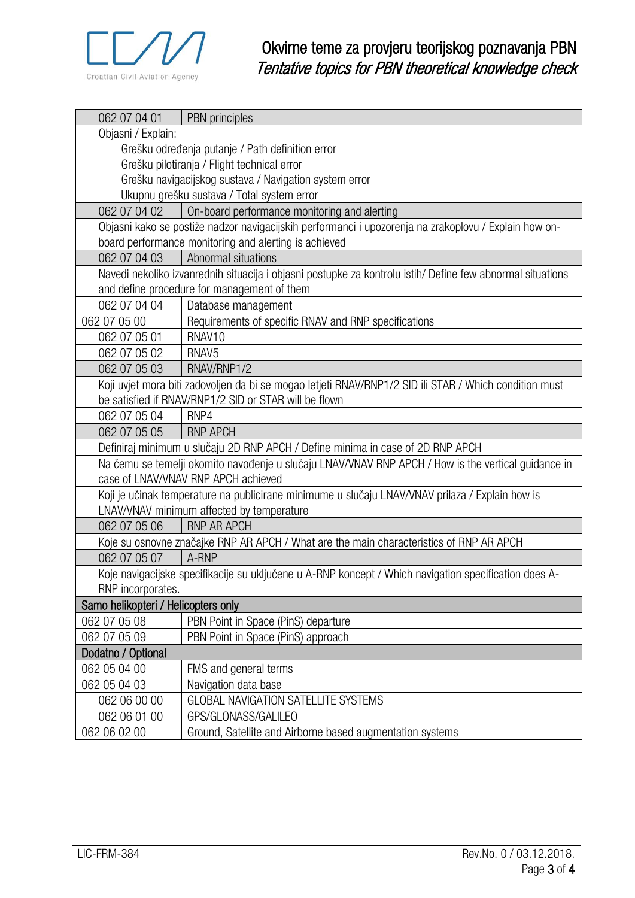| 062 07 04 01 | PBN principles |
|---|---|
| Objasni / Explain: | |
| Grešku određenja putanje / Path definition error | |
| Grešku pilotiranja / Flight technical error | |
| Grešku navigacijskog sustava / Navigation system error | |
| Ukupnu grešku sustava / Total system error | |
| 062 07 04 02 | On-board performance monitoring and alerting |
| Objasni kako se postiže nadzor navigacijskih performanci i upozorenja na zrakoplovu / Explain how on-board performance monitoring and alerting is achieved | |
| 062 07 04 03 | Abnormal situations |
| Navedi nekoliko izvanrednih situacija i objasni postupke za kontrolu istih/ Define few abnormal situations and define procedure for management of them | |
| 062 07 04 04 | Database management |
| 062 07 05 00 | Requirements of specific RNAV and RNP specifications |
| 062 07 05 01 | RNAV10 |
| 062 07 05 02 | RNAV5 |
| 062 07 05 03 | RNAV/RNP1/2 |
| Koji uvjet mora biti zadovoljen da bi se mogao letjeti RNAV/RNP1/2 SID ili STAR / Which condition must be satisfied if RNAV/RNP1/2 SID or STAR will be flown | |
| 062 07 05 04 | RNP4 |
| 062 07 05 05 | RNP APCH |
| Definiraj minimum u slučaju 2D RNP APCH / Define minima in case of 2D RNP APCH | |
| Na čemu se temelji okomito navođenje u slučaju LNAV/VNAV RNP APCH / How is the vertical guidance in case of LNAV/VNAV RNP APCH achieved | |
| Koji je učinak temperature na publicirane minimume u slučaju LNAV/VNAV prilaza / Explain how is LNAV/VNAV minimum affected by temperature | |
| 062 07 05 06 | RNP AR APCH |
| Koje su osnovne značajke RNP AR APCH / What are the main characteristics of RNP AR APCH | |
| 062 07 05 07 | A-RNP |
| Koje navigacijske specifikacije su uključene u A-RNP koncept / Which navigation specification does A-RNP incorporates. | |
| **Samo helikopteri / Helicopters only** | |
| 062 07 05 08 | PBN Point in Space (PinS) departure |
| 062 07 05 09 | PBN Point in Space (PinS) approach |
| **Dodatno / Optional** | |
| 062 05 04 00 | FMS and general terms |
| 062 05 04 03 | Navigation data base |
| 062 06 00 00 | GLOBAL NAVIGATION SATELLITE SYSTEMS |
| 062 06 01 00 | GPS/GLONASS/GALILEO |
| 062 06 02 00 | Ground, Satellite and Airborne based augmentation systems |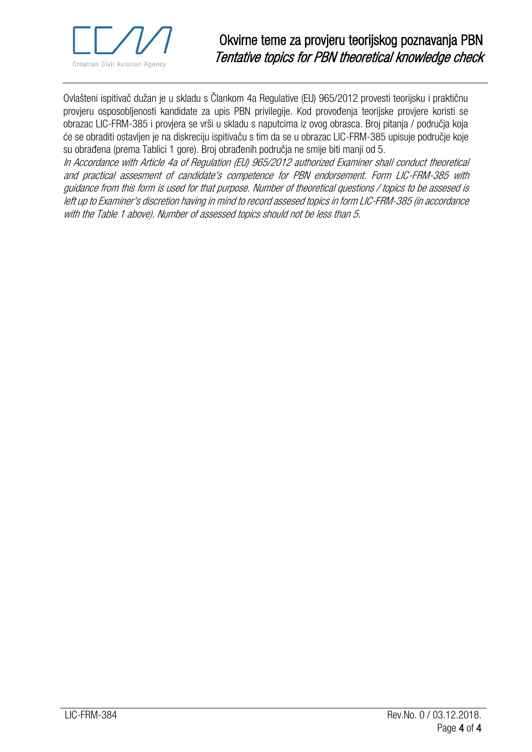Ovlašteni ispitivač dužan je u skladu s Člankom 4a Regulative (EU) 965/2012 provesti teorijsku i praktičnu provjeru osposobljenosti kandidate za upis PBN privilegije. Kod provođenja teorijske provjere koristi se obrazac LIC-FRM-385 i provjera se vrši u skladu s naputcima iz ovog obrasca. Broj pitanja / područja koja će se obraditi ostavljen je na diskreciju ispitivaču s tim da se u obrazac LIC-FRM-385 upisuje područje koje su obrađena (prema Tablici 1 gore). Broj obrađenih područja ne smije biti manji od 5.

*In Accordance with Article 4a of Regulation (EU) 965/2012 authorized Examiner shall conduct theoretical and practical assesment of candidate's competence for PBN endorsement. Form LIC-FRM-385 with guidance from this form is used for that purpose. Number of theoretical questions / topics to be assesed is left up to Examiner's discretion having in mind to record assesed topics in form LIC-FRM-385 (in accordance with the Table 1 above). Number of assessed topics should not be less than 5.*